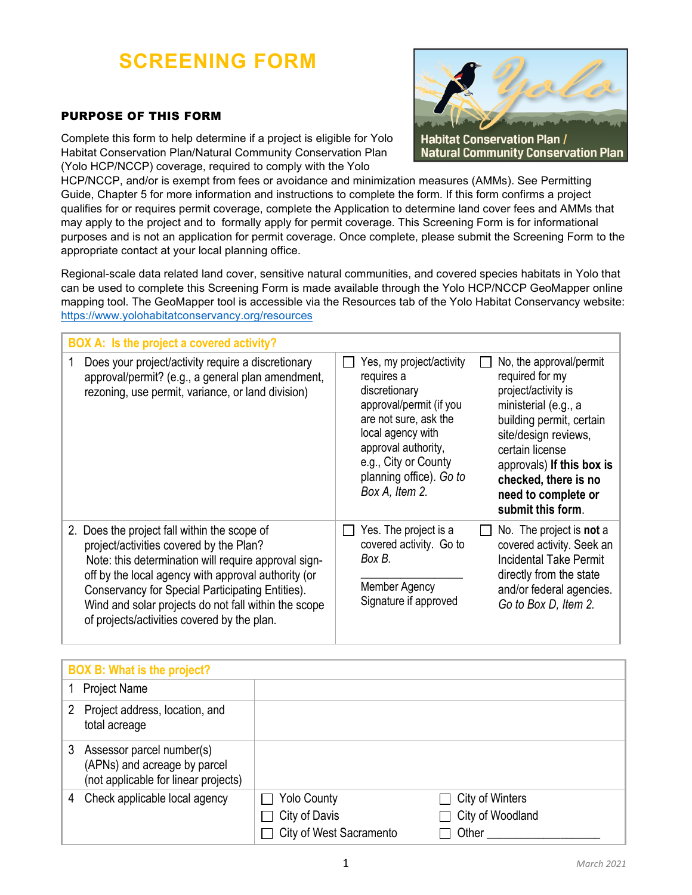# SCREENING FORM

Habitat Conservation Plan / Natural Community Conservation Plan

## PURPOSE OF THIS FORM

Complete this form to help determine if a project is eligible for Yolo Habitat Conservation Plan/Natural Community Conservation Plan (Yolo HCP/NCCP) coverage, required to comply with the Yolo HCP/NCCP, and/or is exempt from fees or avoidance and minimization measures (AMMs). See Permitting Guide, Chapter 5 for more information and instructions to complete the form. If this form confirms a project qualifies for or requires permit coverage, complete the Application to determine land cover fees and AMMs that may apply to the project and to formally apply for permit coverage. This Screening Form is for informational purposes and is not an application for permit coverage. Once complete, please submit the Screening Form to the appropriate contact at your local planning office.

Regional-scale data related land cover, sensitive natural communities, and covered species habitats in Yolo that can be used to complete this Screening Form is made available through the Yolo HCP/NCCP GeoMapper online mapping tool. The GeoMapper tool is accessible via the Resources tab of the Yolo Habitat Conservancy website: https://www.yolohabitatconservancy.org/resources

| BOX A: Is the project a covered activity? | | |
|---|---|---|
| 1 Does your project/activity require a discretionary approval/permit? (e.g., a general plan amendment, rezoning, use permit, variance, or land division) | ☐ Yes, my project/activity requires a discretionary approval/permit (if you are not sure, ask the local agency with approval authority, e.g., City or County planning office). *Go to Box A, Item 2.* | ☐ No, the approval/permit required for my project/activity is ministerial (e.g., a building permit, certain site/design reviews, certain license approvals) **If this box is checked, there is no need to complete or submit this form.** |
| 2. Does the project fall within the scope of project/activities covered by the Plan? Note: this determination will require approval sign-off by the local agency with approval authority (or Conservancy for Special Participating Entities). Wind and solar projects do not fall within the scope of projects/activities covered by the plan. | ☐ Yes. The project is a covered activity. Go to *Box B.* ______________ Member Agency Signature if approved | ☐ No. The project is **not** a covered activity. Seek an Incidental Take Permit directly from the state and/or federal agencies. *Go to Box D, Item 2.* |

| BOX B: What is the project? | | |
|---|---|---|
| 1 Project Name | | |
| 2 Project address, location, and total acreage | | |
| 3 Assessor parcel number(s) (APNs) and acreage by parcel (not applicable for linear projects) | | |
| 4 Check applicable local agency | ☐ Yolo County<br>☐ City of Davis<br>☐ City of West Sacramento | ☐ City of Winters<br>☐ City of Woodland<br>☐ Other ______________ |

March 2021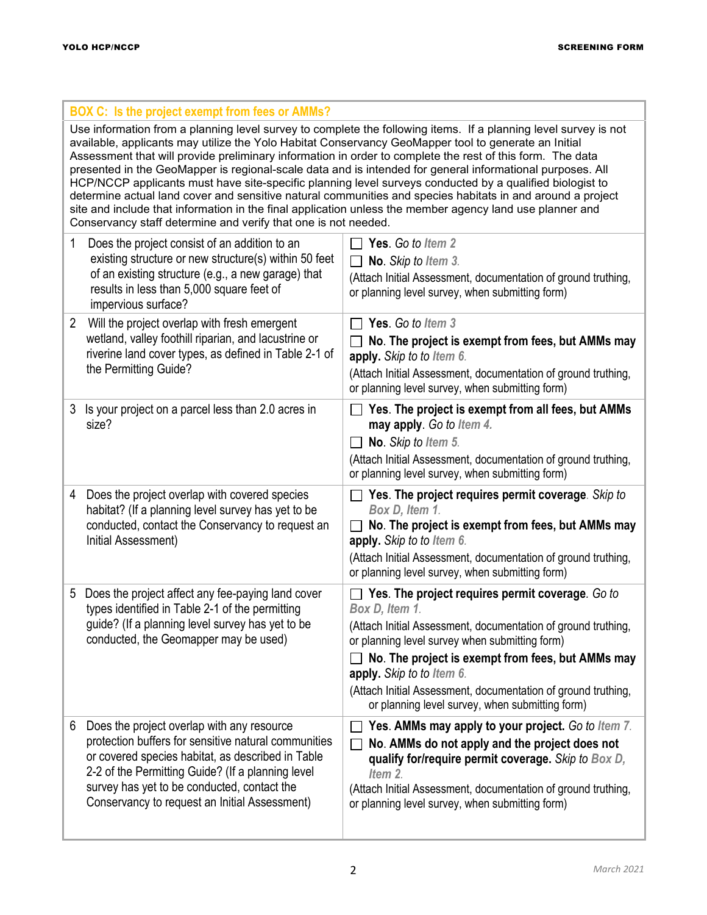**BOX C: Is the project exempt from fees or AMMs?**

Use information from a planning level survey to complete the following items. If a planning level survey is not available, applicants may utilize the Yolo Habitat Conservancy GeoMapper tool to generate an Initial Assessment that will provide preliminary information in order to complete the rest of this form. The data presented in the GeoMapper is regional-scale data and is intended for general informational purposes. All HCP/NCCP applicants must have site-specific planning level surveys conducted by a qualified biologist to determine actual land cover and sensitive natural communities and species habitats in and around a project site and include that information in the final application unless the member agency land use planner and Conservancy staff determine and verify that one is not needed.

| Item | Response |
|---|---|
| 1 Does the project consist of an addition to an existing structure or new structure(s) within 50 feet of an existing structure (e.g., a new garage) that results in less than 5,000 square feet of impervious surface? | ☐ **Yes**. *Go to Item 2*<br>☐ **No**. *Skip to Item 3.*<br>(Attach Initial Assessment, documentation of ground truthing, or planning level survey, when submitting form) |
| 2 Will the project overlap with fresh emergent wetland, valley foothill riparian, and lacustrine or riverine land cover types, as defined in Table 2-1 of the Permitting Guide? | ☐ **Yes**. *Go to Item 3*<br>☐ **No. The project is exempt from fees, but AMMs may apply.** *Skip to Item 6.*<br>(Attach Initial Assessment, documentation of ground truthing, or planning level survey, when submitting form) |
| 3 Is your project on a parcel less than 2.0 acres in size? | ☐ **Yes. The project is exempt from all fees, but AMMs may apply**. *Go to Item 4.*<br>☐ **No**. *Skip to Item 5.*<br>(Attach Initial Assessment, documentation of ground truthing, or planning level survey, when submitting form) |
| 4 Does the project overlap with covered species habitat? (If a planning level survey has yet to be conducted, contact the Conservancy to request an Initial Assessment) | ☐ **Yes. The project requires permit coverage**. *Skip to Box D, Item 1.*<br>☐ **No. The project is exempt from fees, but AMMs may apply.** *Skip to Item 6.*<br>(Attach Initial Assessment, documentation of ground truthing, or planning level survey, when submitting form) |
| 5 Does the project affect any fee-paying land cover types identified in Table 2-1 of the permitting guide? (If a planning level survey has yet to be conducted, the Geomapper may be used) | ☐ **Yes. The project requires permit coverage**. *Go to Box D, Item 1.*<br>(Attach Initial Assessment, documentation of ground truthing, or planning level survey when submitting form)<br>☐ **No. The project is exempt from fees, but AMMs may apply.** *Skip to Item 6.*<br>(Attach Initial Assessment, documentation of ground truthing, or planning level survey, when submitting form) |
| 6 Does the project overlap with any resource protection buffers for sensitive natural communities or covered species habitat, as described in Table 2-2 of the Permitting Guide? (If a planning level survey has yet to be conducted, contact the Conservancy to request an Initial Assessment) | ☐ **Yes. AMMs may apply to your project.** *Go to Item 7.*<br>☐ **No. AMMs do not apply and the project does not qualify for/require permit coverage.** *Skip to Box D, Item 2.*<br>(Attach Initial Assessment, documentation of ground truthing, or planning level survey, when submitting form) |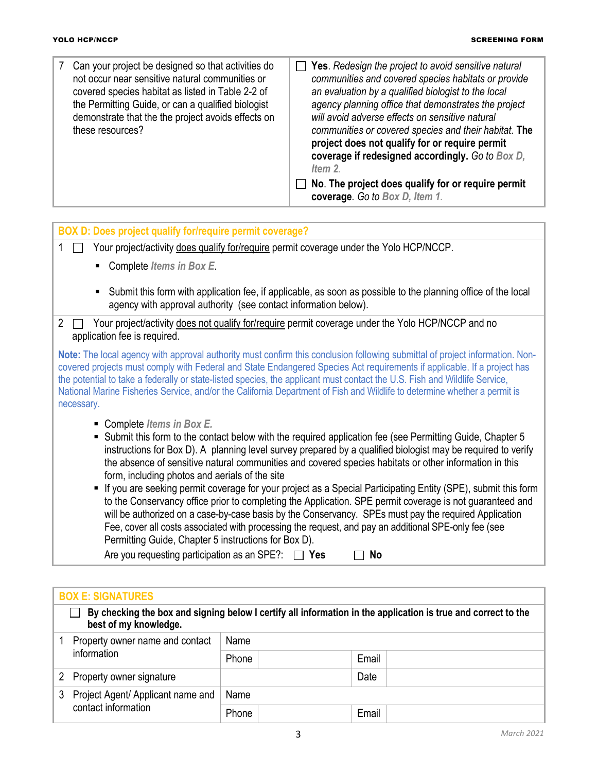| 7 | Can your project be designed so that activities do not occur near sensitive natural communities or covered species habitat as listed in Table 2-2 of the Permitting Guide, or can a qualified biologist demonstrate that the the project avoids effects on these resources? | ☐ **Yes**. *Redesign the project to avoid sensitive natural communities and covered species habitats or provide an evaluation by a qualified biologist to the local agency planning office that demonstrates the project will avoid adverse effects on sensitive natural communities or covered species and their habitat.* **The project does not qualify for or require permit coverage if redesigned accordingly.** *Go to Box D, Item 2.*<br>☐ **No. The project does qualify for or require permit coverage**. *Go to Box D, Item 1.* |
|---|---|---|

## BOX D: Does project qualify for/require permit coverage?

1 ☐ Your project/activity <u>does qualify for/require</u> permit coverage under the Yolo HCP/NCCP.

- Complete *Items in Box E*.
- Submit this form with application fee, if applicable, as soon as possible to the planning office of the local agency with approval authority (see contact information below).

2 ☐ Your project/activity <u>does not qualify for/require</u> permit coverage under the Yolo HCP/NCCP and no application fee is required.

**Note:** <u>The local agency with approval authority must confirm this conclusion following submittal of project information.</u> Non-covered projects must comply with Federal and State Endangered Species Act requirements if applicable. If a project has the potential to take a federally or state-listed species, the applicant must contact the U.S. Fish and Wildlife Service, National Marine Fisheries Service, and/or the California Department of Fish and Wildlife to determine whether a permit is necessary.

- Complete *Items in Box E.*
- Submit this form to the contact below with the required application fee (see Permitting Guide, Chapter 5 instructions for Box D). A planning level survey prepared by a qualified biologist may be required to verify the absence of sensitive natural communities and covered species habitats or other information in this form, including photos and aerials of the site
- If you are seeking permit coverage for your project as a Special Participating Entity (SPE), submit this form to the Conservancy office prior to completing the Application. SPE permit coverage is not guaranteed and will be authorized on a case-by-case basis by the Conservancy. SPEs must pay the required Application Fee, cover all costs associated with processing the request, and pay an additional SPE-only fee (see Permitting Guide, Chapter 5 instructions for Box D).

  Are you requesting participation as an SPE?: ☐ **Yes** ☐ **No**

## BOX E: SIGNATURES

☐ **By checking the box and signing below I certify all information in the application is true and correct to the best of my knowledge.**

| | | | | | |
|---|---|---|---|---|---|
| 1 | Property owner name and contact information | Name | | | |
| | | Phone | | Email | |
| 2 | Property owner signature | | | Date | |
| 3 | Project Agent/ Applicant name and contact information | Name | | | |
| | | Phone | | Email | |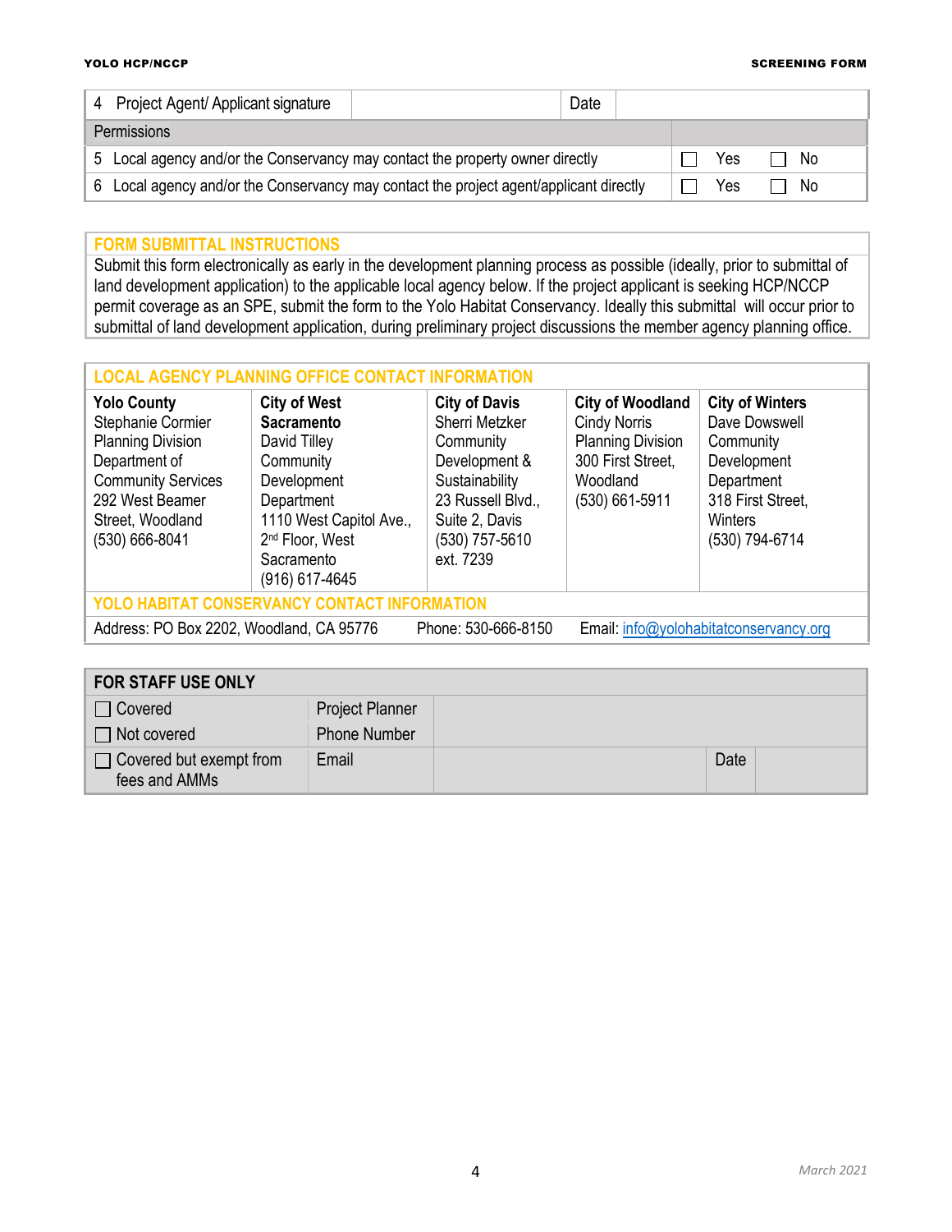| | | | |
|---|---|---|---|
| 4 Project Agent/ Applicant signature | | Date | |

| Permissions | |
|---|---|
| 5 Local agency and/or the Conservancy may contact the property owner directly | ☐ Yes ☐ No |
| 6 Local agency and/or the Conservancy may contact the project agent/applicant directly | ☐ Yes ☐ No |

## FORM SUBMITTAL INSTRUCTIONS

Submit this form electronically as early in the development planning process as possible (ideally, prior to submittal of land development application) to the applicable local agency below. If the project applicant is seeking HCP/NCCP permit coverage as an SPE, submit the form to the Yolo Habitat Conservancy. Ideally this submittal will occur prior to submittal of land development application, during preliminary project discussions the member agency planning office.

## LOCAL AGENCY PLANNING OFFICE CONTACT INFORMATION

| Yolo County | City of West Sacramento | City of Davis | City of Woodland | City of Winters |
|---|---|---|---|---|
| Stephanie Cormier<br>Planning Division<br>Department of Community Services<br>292 West Beamer Street, Woodland<br>(530) 666-8041 | David Tilley<br>Community Development Department<br>1110 West Capitol Ave., 2nd Floor, West Sacramento<br>(916) 617-4645 | Sherri Metzker<br>Community Development & Sustainability<br>23 Russell Blvd., Suite 2, Davis<br>(530) 757-5610 ext. 7239 | Cindy Norris<br>Planning Division<br>300 First Street, Woodland<br>(530) 661-5911 | Dave Dowswell<br>Community Development Department<br>318 First Street, Winters<br>(530) 794-6714 |

## YOLO HABITAT CONSERVANCY CONTACT INFORMATION

Address: PO Box 2202, Woodland, CA 95776 Phone: 530-666-8150 Email: info@yolohabitatconservancy.org

## FOR STAFF USE ONLY

| | | | | |
|---|---|---|---|---|
| ☐ Covered | Project Planner | | | |
| ☐ Not covered | Phone Number | | | |
| ☐ Covered but exempt from fees and AMMs | Email | | Date | |